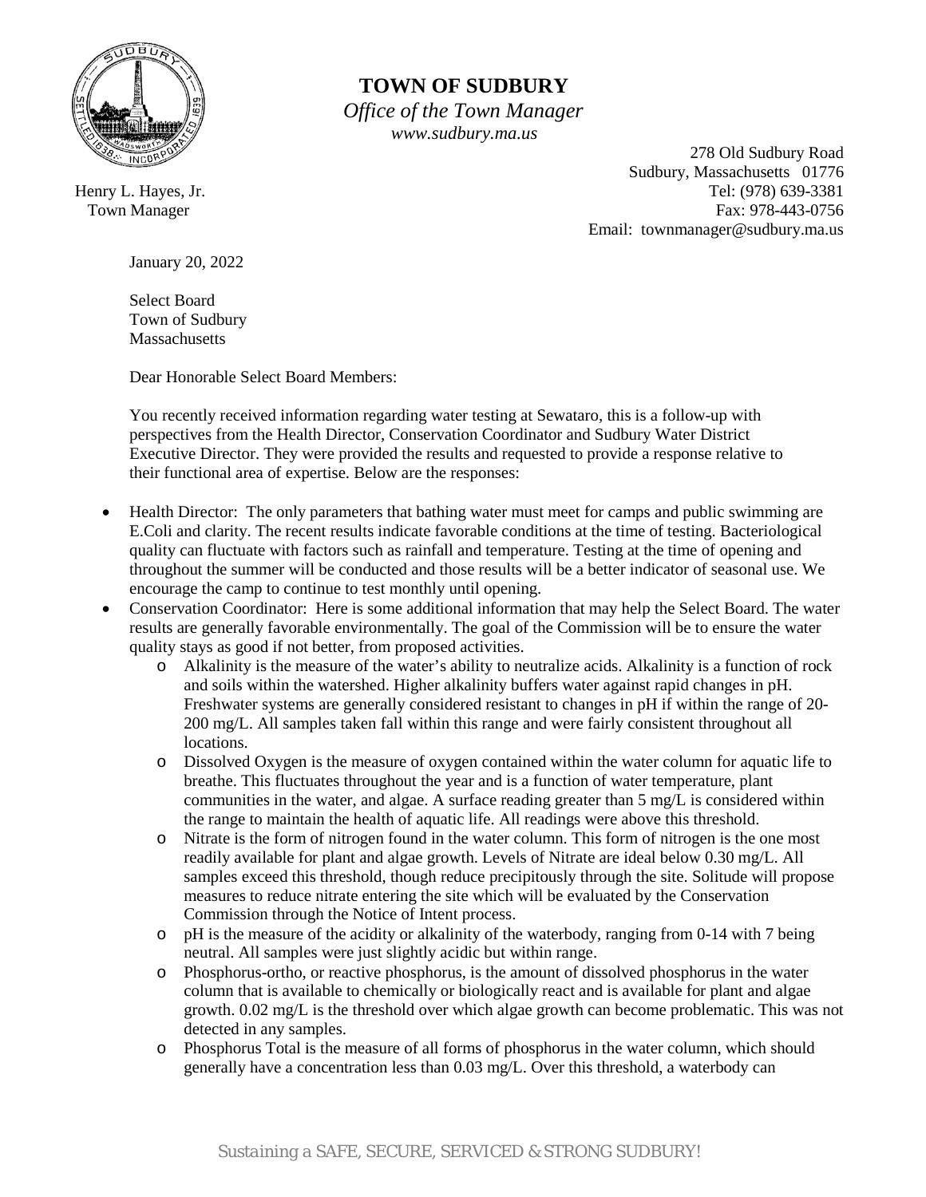# TOWN OF SUDBURY

*Office of the Town Manager*
*www.sudbury.ma.us*

Henry L. Hayes, Jr.
Town Manager

278 Old Sudbury Road
Sudbury, Massachusetts 01776
Tel: (978) 639-3381
Fax: 978-443-0756
Email: townmanager@sudbury.ma.us

January 20, 2022

Select Board
Town of Sudbury
Massachusetts

Dear Honorable Select Board Members:

You recently received information regarding water testing at Sewataro, this is a follow-up with perspectives from the Health Director, Conservation Coordinator and Sudbury Water District Executive Director. They were provided the results and requested to provide a response relative to their functional area of expertise. Below are the responses:

- Health Director: The only parameters that bathing water must meet for camps and public swimming are E.Coli and clarity. The recent results indicate favorable conditions at the time of testing. Bacteriological quality can fluctuate with factors such as rainfall and temperature. Testing at the time of opening and throughout the summer will be conducted and those results will be a better indicator of seasonal use. We encourage the camp to continue to test monthly until opening.
- Conservation Coordinator: Here is some additional information that may help the Select Board. The water results are generally favorable environmentally. The goal of the Commission will be to ensure the water quality stays as good if not better, from proposed activities.
  - Alkalinity is the measure of the water's ability to neutralize acids. Alkalinity is a function of rock and soils within the watershed. Higher alkalinity buffers water against rapid changes in pH. Freshwater systems are generally considered resistant to changes in pH if within the range of 20-200 mg/L. All samples taken fall within this range and were fairly consistent throughout all locations.
  - Dissolved Oxygen is the measure of oxygen contained within the water column for aquatic life to breathe. This fluctuates throughout the year and is a function of water temperature, plant communities in the water, and algae. A surface reading greater than 5 mg/L is considered within the range to maintain the health of aquatic life. All readings were above this threshold.
  - Nitrate is the form of nitrogen found in the water column. This form of nitrogen is the one most readily available for plant and algae growth. Levels of Nitrate are ideal below 0.30 mg/L. All samples exceed this threshold, though reduce precipitously through the site. Solitude will propose measures to reduce nitrate entering the site which will be evaluated by the Conservation Commission through the Notice of Intent process.
  - pH is the measure of the acidity or alkalinity of the waterbody, ranging from 0-14 with 7 being neutral. All samples were just slightly acidic but within range.
  - Phosphorus-ortho, or reactive phosphorus, is the amount of dissolved phosphorus in the water column that is available to chemically or biologically react and is available for plant and algae growth. 0.02 mg/L is the threshold over which algae growth can become problematic. This was not detected in any samples.
  - Phosphorus Total is the measure of all forms of phosphorus in the water column, which should generally have a concentration less than 0.03 mg/L. Over this threshold, a waterbody can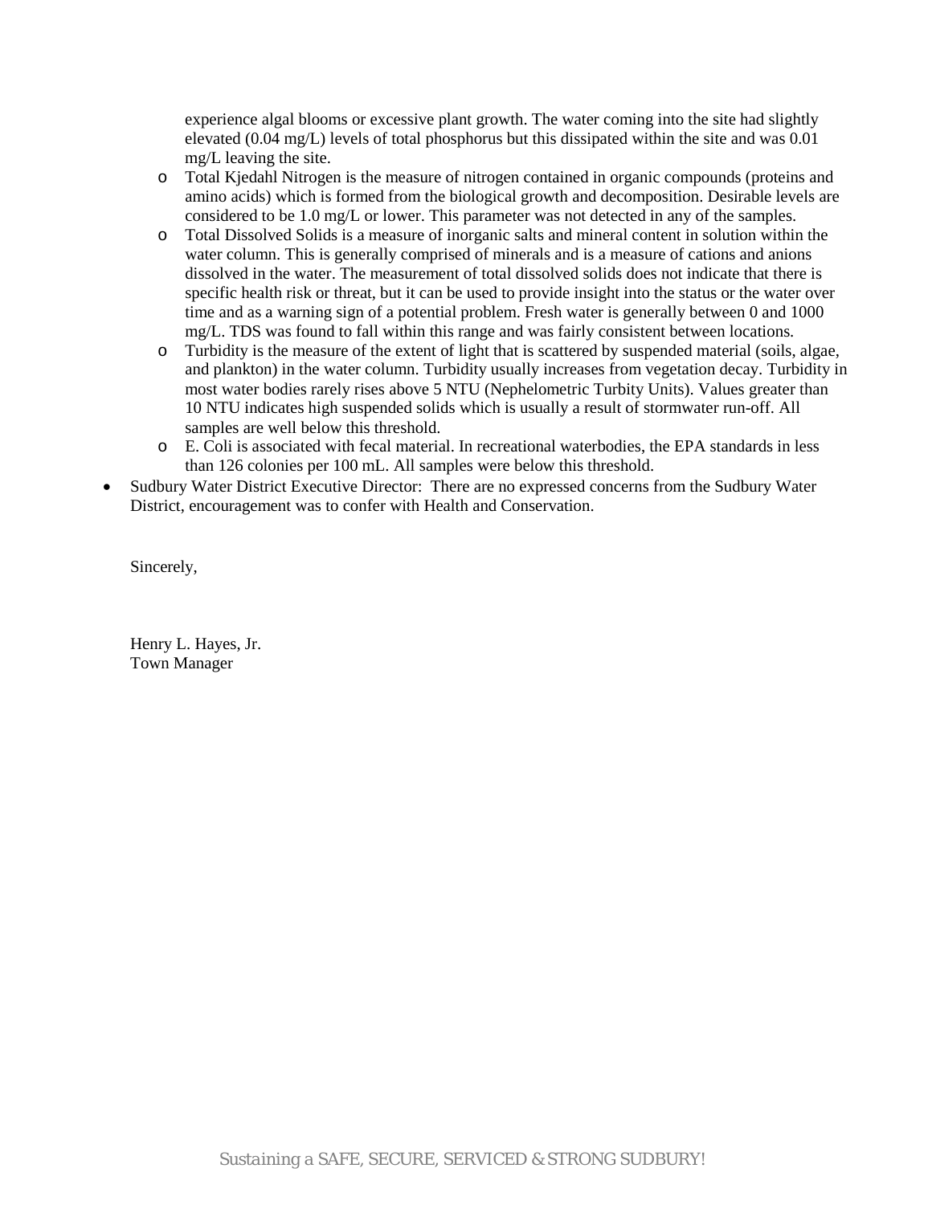experience algal blooms or excessive plant growth. The water coming into the site had slightly elevated (0.04 mg/L) levels of total phosphorus but this dissipated within the site and was 0.01 mg/L leaving the site.
  - Total Kjedahl Nitrogen is the measure of nitrogen contained in organic compounds (proteins and amino acids) which is formed from the biological growth and decomposition. Desirable levels are considered to be 1.0 mg/L or lower. This parameter was not detected in any of the samples.
  - Total Dissolved Solids is a measure of inorganic salts and mineral content in solution within the water column. This is generally comprised of minerals and is a measure of cations and anions dissolved in the water. The measurement of total dissolved solids does not indicate that there is specific health risk or threat, but it can be used to provide insight into the status or the water over time and as a warning sign of a potential problem. Fresh water is generally between 0 and 1000 mg/L. TDS was found to fall within this range and was fairly consistent between locations.
  - Turbidity is the measure of the extent of light that is scattered by suspended material (soils, algae, and plankton) in the water column. Turbidity usually increases from vegetation decay. Turbidity in most water bodies rarely rises above 5 NTU (Nephelometric Turbity Units). Values greater than 10 NTU indicates high suspended solids which is usually a result of stormwater run-off. All samples are well below this threshold.
  - E. Coli is associated with fecal material. In recreational waterbodies, the EPA standards in less than 126 colonies per 100 mL. All samples were below this threshold.
- Sudbury Water District Executive Director: There are no expressed concerns from the Sudbury Water District, encouragement was to confer with Health and Conservation.

Sincerely,

Henry L. Hayes, Jr.
Town Manager

Sustaining a SAFE, SECURE, SERVICED & STRONG SUDBURY!